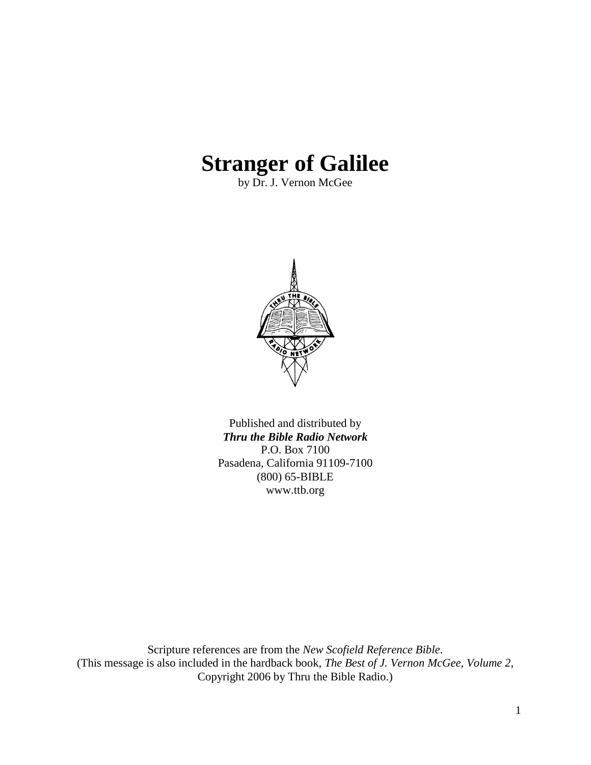# Stranger of Galilee

by Dr. J. Vernon McGee

Published and distributed by
***Thru the Bible Radio Network***
P.O. Box 7100
Pasadena, California 91109-7100
(800) 65-BIBLE
www.ttb.org

Scripture references are from the *New Scofield Reference Bible*.
(This message is also included in the hardback book, *The Best of J. Vernon McGee, Volume 2*, Copyright 2006 by Thru the Bible Radio.)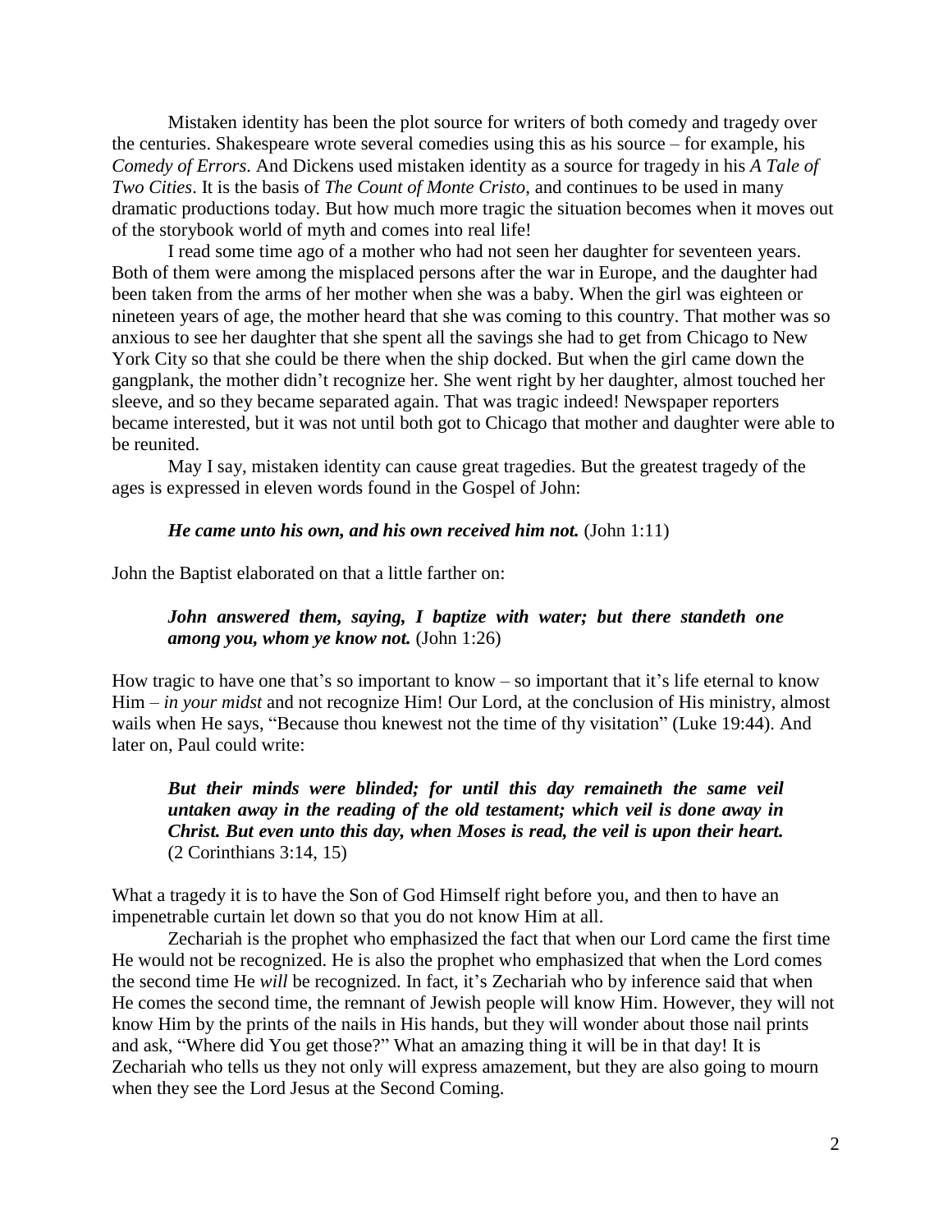Mistaken identity has been the plot source for writers of both comedy and tragedy over the centuries. Shakespeare wrote several comedies using this as his source – for example, his *Comedy of Errors*. And Dickens used mistaken identity as a source for tragedy in his *A Tale of Two Cities*. It is the basis of *The Count of Monte Cristo*, and continues to be used in many dramatic productions today. But how much more tragic the situation becomes when it moves out of the storybook world of myth and comes into real life!

I read some time ago of a mother who had not seen her daughter for seventeen years. Both of them were among the misplaced persons after the war in Europe, and the daughter had been taken from the arms of her mother when she was a baby. When the girl was eighteen or nineteen years of age, the mother heard that she was coming to this country. That mother was so anxious to see her daughter that she spent all the savings she had to get from Chicago to New York City so that she could be there when the ship docked. But when the girl came down the gangplank, the mother didn't recognize her. She went right by her daughter, almost touched her sleeve, and so they became separated again. That was tragic indeed! Newspaper reporters became interested, but it was not until both got to Chicago that mother and daughter were able to be reunited.

May I say, mistaken identity can cause great tragedies. But the greatest tragedy of the ages is expressed in eleven words found in the Gospel of John:

> ***He came unto his own, and his own received him not.*** (John 1:11)

John the Baptist elaborated on that a little farther on:

> ***John answered them, saying, I baptize with water; but there standeth one among you, whom ye know not.*** (John 1:26)

How tragic to have one that's so important to know – so important that it's life eternal to know Him – *in your midst* and not recognize Him! Our Lord, at the conclusion of His ministry, almost wails when He says, "Because thou knewest not the time of thy visitation" (Luke 19:44). And later on, Paul could write:

> ***But their minds were blinded; for until this day remaineth the same veil untaken away in the reading of the old testament; which veil is done away in Christ. But even unto this day, when Moses is read, the veil is upon their heart.*** (2 Corinthians 3:14, 15)

What a tragedy it is to have the Son of God Himself right before you, and then to have an impenetrable curtain let down so that you do not know Him at all.

Zechariah is the prophet who emphasized the fact that when our Lord came the first time He would not be recognized. He is also the prophet who emphasized that when the Lord comes the second time He *will* be recognized. In fact, it's Zechariah who by inference said that when He comes the second time, the remnant of Jewish people will know Him. However, they will not know Him by the prints of the nails in His hands, but they will wonder about those nail prints and ask, "Where did You get those?" What an amazing thing it will be in that day! It is Zechariah who tells us they not only will express amazement, but they are also going to mourn when they see the Lord Jesus at the Second Coming.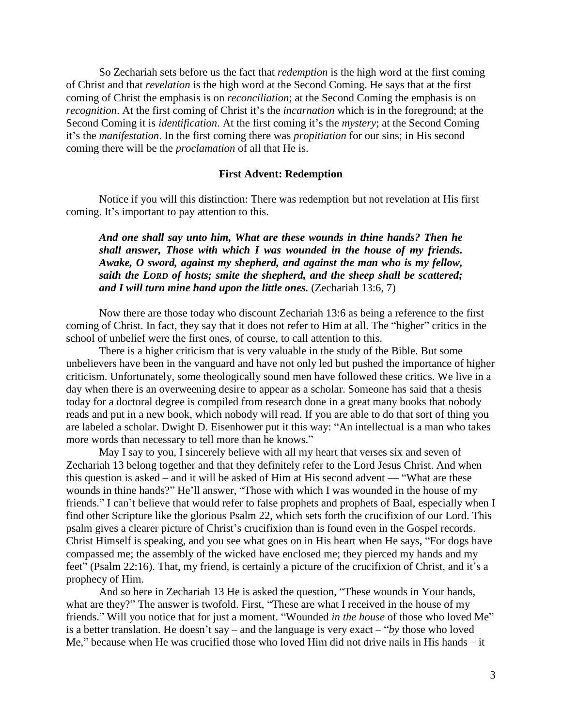So Zechariah sets before us the fact that *redemption* is the high word at the first coming of Christ and that *revelation* is the high word at the Second Coming. He says that at the first coming of Christ the emphasis is on *reconciliation*; at the Second Coming the emphasis is on *recognition*. At the first coming of Christ it's the *incarnation* which is in the foreground; at the Second Coming it is *identification*. At the first coming it's the *mystery*; at the Second Coming it's the *manifestation*. In the first coming there was *propitiation* for our sins; in His second coming there will be the *proclamation* of all that He is.

### First Advent: Redemption

Notice if you will this distinction: There was redemption but not revelation at His first coming. It's important to pay attention to this.

> ***And one shall say unto him, What are these wounds in thine hands? Then he shall answer, Those with which I was wounded in the house of my friends. Awake, O sword, against my shepherd, and against the man who is my fellow, saith the LORD of hosts; smite the shepherd, and the sheep shall be scattered; and I will turn mine hand upon the little ones.*** (Zechariah 13:6, 7)

Now there are those today who discount Zechariah 13:6 as being a reference to the first coming of Christ. In fact, they say that it does not refer to Him at all. The "higher" critics in the school of unbelief were the first ones, of course, to call attention to this.

There is a higher criticism that is very valuable in the study of the Bible. But some unbelievers have been in the vanguard and have not only led but pushed the importance of higher criticism. Unfortunately, some theologically sound men have followed these critics. We live in a day when there is an overweening desire to appear as a scholar. Someone has said that a thesis today for a doctoral degree is compiled from research done in a great many books that nobody reads and put in a new book, which nobody will read. If you are able to do that sort of thing you are labeled a scholar. Dwight D. Eisenhower put it this way: "An intellectual is a man who takes more words than necessary to tell more than he knows."

May I say to you, I sincerely believe with all my heart that verses six and seven of Zechariah 13 belong together and that they definitely refer to the Lord Jesus Christ. And when this question is asked – and it will be asked of Him at His second advent — "What are these wounds in thine hands?" He'll answer, "Those with which I was wounded in the house of my friends." I can't believe that would refer to false prophets and prophets of Baal, especially when I find other Scripture like the glorious Psalm 22, which sets forth the crucifixion of our Lord. This psalm gives a clearer picture of Christ's crucifixion than is found even in the Gospel records. Christ Himself is speaking, and you see what goes on in His heart when He says, "For dogs have compassed me; the assembly of the wicked have enclosed me; they pierced my hands and my feet" (Psalm 22:16). That, my friend, is certainly a picture of the crucifixion of Christ, and it's a prophecy of Him.

And so here in Zechariah 13 He is asked the question, "These wounds in Your hands, what are they?" The answer is twofold. First, "These are what I received in the house of my friends." Will you notice that for just a moment. "Wounded *in the house* of those who loved Me" is a better translation. He doesn't say – and the language is very exact – "*by* those who loved Me," because when He was crucified those who loved Him did not drive nails in His hands – it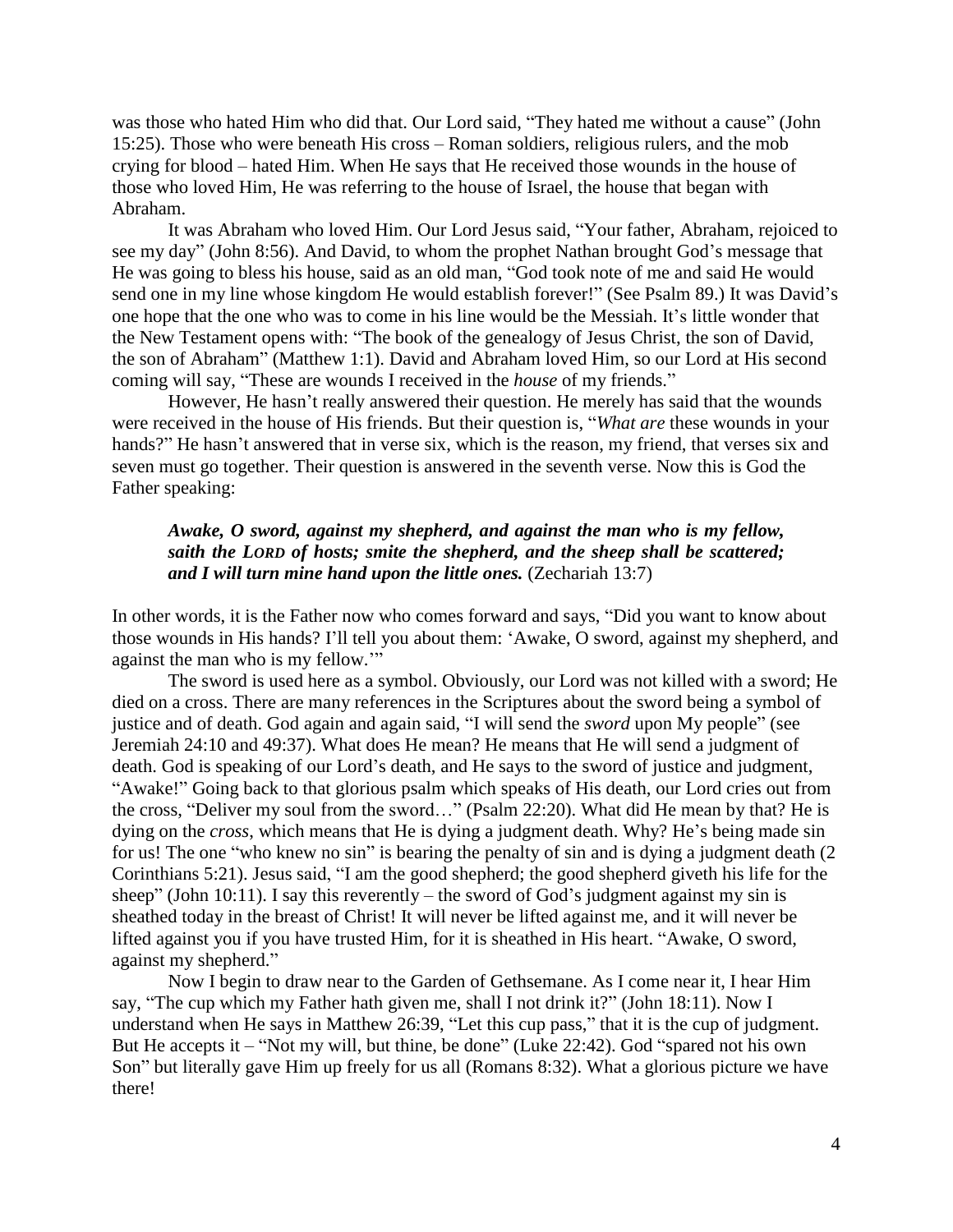was those who hated Him who did that. Our Lord said, "They hated me without a cause" (John 15:25). Those who were beneath His cross – Roman soldiers, religious rulers, and the mob crying for blood – hated Him. When He says that He received those wounds in the house of those who loved Him, He was referring to the house of Israel, the house that began with Abraham.

It was Abraham who loved Him. Our Lord Jesus said, "Your father, Abraham, rejoiced to see my day" (John 8:56). And David, to whom the prophet Nathan brought God's message that He was going to bless his house, said as an old man, "God took note of me and said He would send one in my line whose kingdom He would establish forever!" (See Psalm 89.) It was David's one hope that the one who was to come in his line would be the Messiah. It's little wonder that the New Testament opens with: "The book of the genealogy of Jesus Christ, the son of David, the son of Abraham" (Matthew 1:1). David and Abraham loved Him, so our Lord at His second coming will say, "These are wounds I received in the *house* of my friends."

However, He hasn't really answered their question. He merely has said that the wounds were received in the house of His friends. But their question is, "*What are* these wounds in your hands?" He hasn't answered that in verse six, which is the reason, my friend, that verses six and seven must go together. Their question is answered in the seventh verse. Now this is God the Father speaking:

> ***Awake, O sword, against my shepherd, and against the man who is my fellow, saith the LORD of hosts; smite the shepherd, and the sheep shall be scattered; and I will turn mine hand upon the little ones.*** (Zechariah 13:7)

In other words, it is the Father now who comes forward and says, "Did you want to know about those wounds in His hands? I'll tell you about them: 'Awake, O sword, against my shepherd, and against the man who is my fellow.'"

The sword is used here as a symbol. Obviously, our Lord was not killed with a sword; He died on a cross. There are many references in the Scriptures about the sword being a symbol of justice and of death. God again and again said, "I will send the *sword* upon My people" (see Jeremiah 24:10 and 49:37). What does He mean? He means that He will send a judgment of death. God is speaking of our Lord's death, and He says to the sword of justice and judgment, "Awake!" Going back to that glorious psalm which speaks of His death, our Lord cries out from the cross, "Deliver my soul from the sword…" (Psalm 22:20). What did He mean by that? He is dying on the *cross*, which means that He is dying a judgment death. Why? He's being made sin for us! The one "who knew no sin" is bearing the penalty of sin and is dying a judgment death (2 Corinthians 5:21). Jesus said, "I am the good shepherd; the good shepherd giveth his life for the sheep" (John 10:11). I say this reverently – the sword of God's judgment against my sin is sheathed today in the breast of Christ! It will never be lifted against me, and it will never be lifted against you if you have trusted Him, for it is sheathed in His heart. "Awake, O sword, against my shepherd."

Now I begin to draw near to the Garden of Gethsemane. As I come near it, I hear Him say, "The cup which my Father hath given me, shall I not drink it?" (John 18:11). Now I understand when He says in Matthew 26:39, "Let this cup pass," that it is the cup of judgment. But He accepts it – "Not my will, but thine, be done" (Luke 22:42). God "spared not his own Son" but literally gave Him up freely for us all (Romans 8:32). What a glorious picture we have there!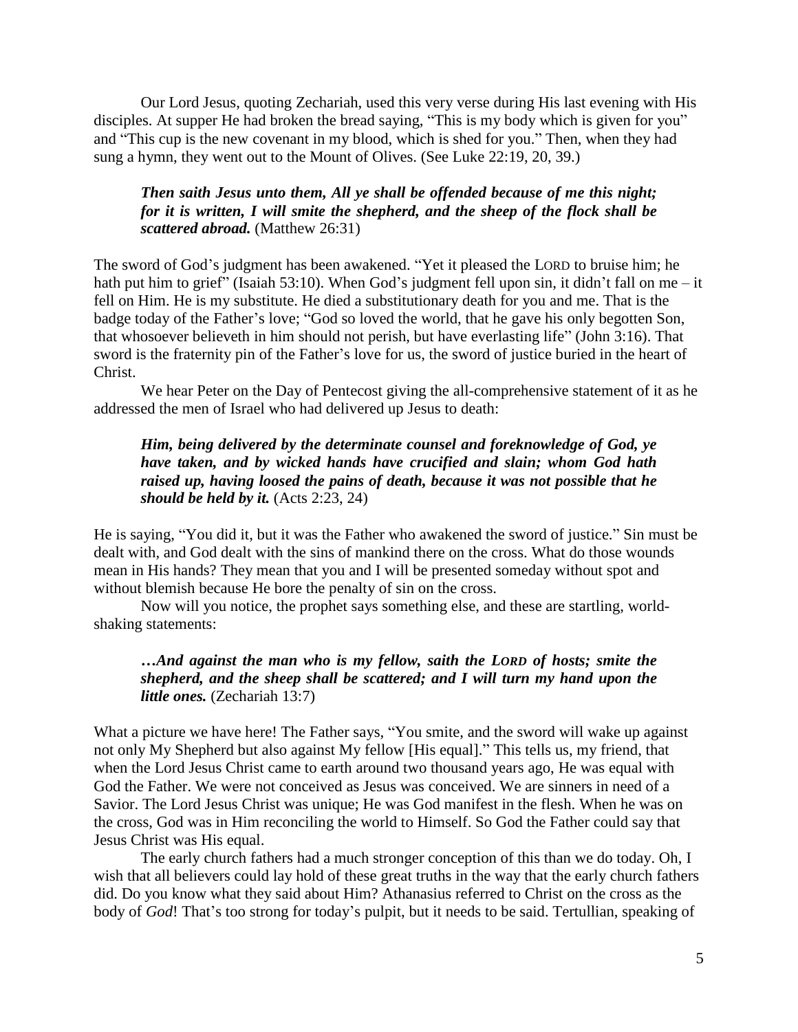Our Lord Jesus, quoting Zechariah, used this very verse during His last evening with His disciples. At supper He had broken the bread saying, "This is my body which is given for you" and "This cup is the new covenant in my blood, which is shed for you." Then, when they had sung a hymn, they went out to the Mount of Olives. (See Luke 22:19, 20, 39.)

> ***Then saith Jesus unto them, All ye shall be offended because of me this night; for it is written, I will smite the shepherd, and the sheep of the flock shall be scattered abroad.*** (Matthew 26:31)

The sword of God's judgment has been awakened. "Yet it pleased the LORD to bruise him; he hath put him to grief" (Isaiah 53:10). When God's judgment fell upon sin, it didn't fall on me – it fell on Him. He is my substitute. He died a substitutionary death for you and me. That is the badge today of the Father's love; "God so loved the world, that he gave his only begotten Son, that whosoever believeth in him should not perish, but have everlasting life" (John 3:16). That sword is the fraternity pin of the Father's love for us, the sword of justice buried in the heart of Christ.

We hear Peter on the Day of Pentecost giving the all-comprehensive statement of it as he addressed the men of Israel who had delivered up Jesus to death:

> ***Him, being delivered by the determinate counsel and foreknowledge of God, ye have taken, and by wicked hands have crucified and slain; whom God hath raised up, having loosed the pains of death, because it was not possible that he should be held by it.*** (Acts 2:23, 24)

He is saying, "You did it, but it was the Father who awakened the sword of justice." Sin must be dealt with, and God dealt with the sins of mankind there on the cross. What do those wounds mean in His hands? They mean that you and I will be presented someday without spot and without blemish because He bore the penalty of sin on the cross.

Now will you notice, the prophet says something else, and these are startling, world-shaking statements:

> ***…And against the man who is my fellow, saith the LORD of hosts; smite the shepherd, and the sheep shall be scattered; and I will turn my hand upon the little ones.*** (Zechariah 13:7)

What a picture we have here! The Father says, "You smite, and the sword will wake up against not only My Shepherd but also against My fellow [His equal]." This tells us, my friend, that when the Lord Jesus Christ came to earth around two thousand years ago, He was equal with God the Father. We were not conceived as Jesus was conceived. We are sinners in need of a Savior. The Lord Jesus Christ was unique; He was God manifest in the flesh. When he was on the cross, God was in Him reconciling the world to Himself. So God the Father could say that Jesus Christ was His equal.

The early church fathers had a much stronger conception of this than we do today. Oh, I wish that all believers could lay hold of these great truths in the way that the early church fathers did. Do you know what they said about Him? Athanasius referred to Christ on the cross as the body of *God*! That's too strong for today's pulpit, but it needs to be said. Tertullian, speaking of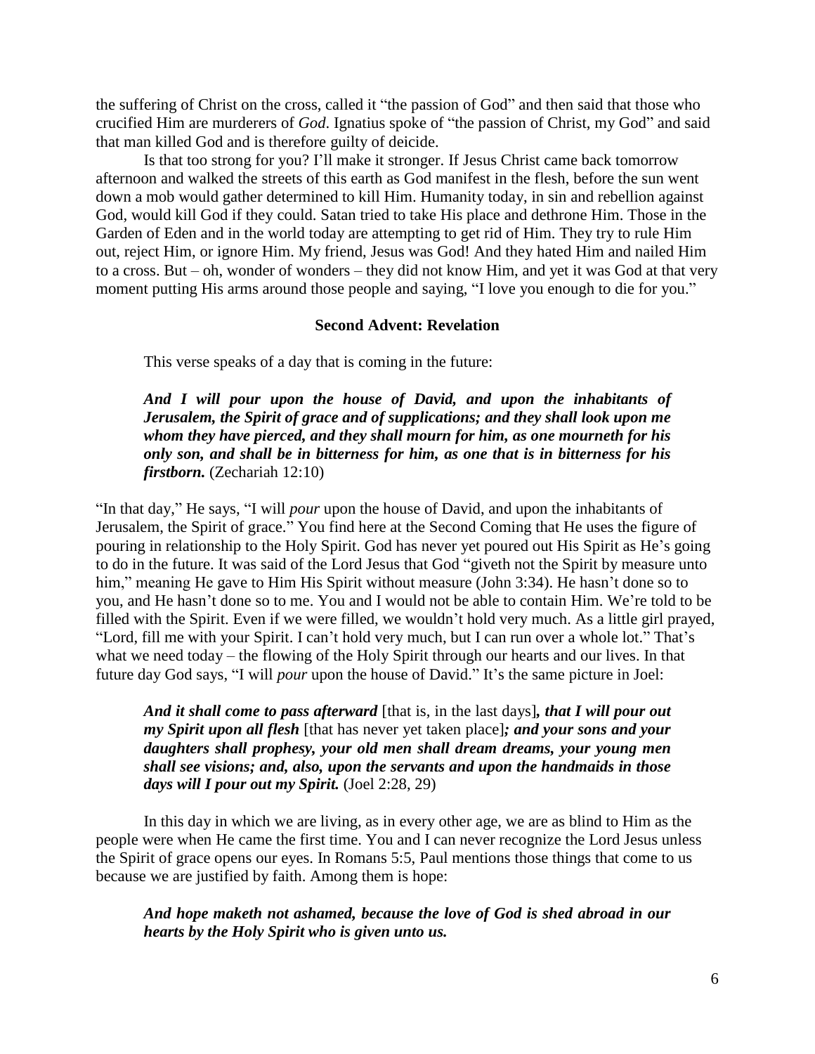the suffering of Christ on the cross, called it "the passion of God" and then said that those who crucified Him are murderers of *God*. Ignatius spoke of "the passion of Christ, my God" and said that man killed God and is therefore guilty of deicide.

Is that too strong for you? I'll make it stronger. If Jesus Christ came back tomorrow afternoon and walked the streets of this earth as God manifest in the flesh, before the sun went down a mob would gather determined to kill Him. Humanity today, in sin and rebellion against God, would kill God if they could. Satan tried to take His place and dethrone Him. Those in the Garden of Eden and in the world today are attempting to get rid of Him. They try to rule Him out, reject Him, or ignore Him. My friend, Jesus was God! And they hated Him and nailed Him to a cross. But – oh, wonder of wonders – they did not know Him, and yet it was God at that very moment putting His arms around those people and saying, "I love you enough to die for you."

### Second Advent: Revelation

This verse speaks of a day that is coming in the future:

> ***And I will pour upon the house of David, and upon the inhabitants of Jerusalem, the Spirit of grace and of supplications; and they shall look upon me whom they have pierced, and they shall mourn for him, as one mourneth for his only son, and shall be in bitterness for him, as one that is in bitterness for his firstborn.*** (Zechariah 12:10)

"In that day," He says, "I will *pour* upon the house of David, and upon the inhabitants of Jerusalem, the Spirit of grace." You find here at the Second Coming that He uses the figure of pouring in relationship to the Holy Spirit. God has never yet poured out His Spirit as He's going to do in the future. It was said of the Lord Jesus that God "giveth not the Spirit by measure unto him," meaning He gave to Him His Spirit without measure (John 3:34). He hasn't done so to you, and He hasn't done so to me. You and I would not be able to contain Him. We're told to be filled with the Spirit. Even if we were filled, we wouldn't hold very much. As a little girl prayed, "Lord, fill me with your Spirit. I can't hold very much, but I can run over a whole lot." That's what we need today – the flowing of the Holy Spirit through our hearts and our lives. In that future day God says, "I will *pour* upon the house of David." It's the same picture in Joel:

> ***And it shall come to pass afterward*** [that is, in the last days]***, that I will pour out my Spirit upon all flesh*** [that has never yet taken place]***; and your sons and your daughters shall prophesy, your old men shall dream dreams, your young men shall see visions; and, also, upon the servants and upon the handmaids in those days will I pour out my Spirit.*** (Joel 2:28, 29)

In this day in which we are living, as in every other age, we are as blind to Him as the people were when He came the first time. You and I can never recognize the Lord Jesus unless the Spirit of grace opens our eyes. In Romans 5:5, Paul mentions those things that come to us because we are justified by faith. Among them is hope:

> ***And hope maketh not ashamed, because the love of God is shed abroad in our hearts by the Holy Spirit who is given unto us.***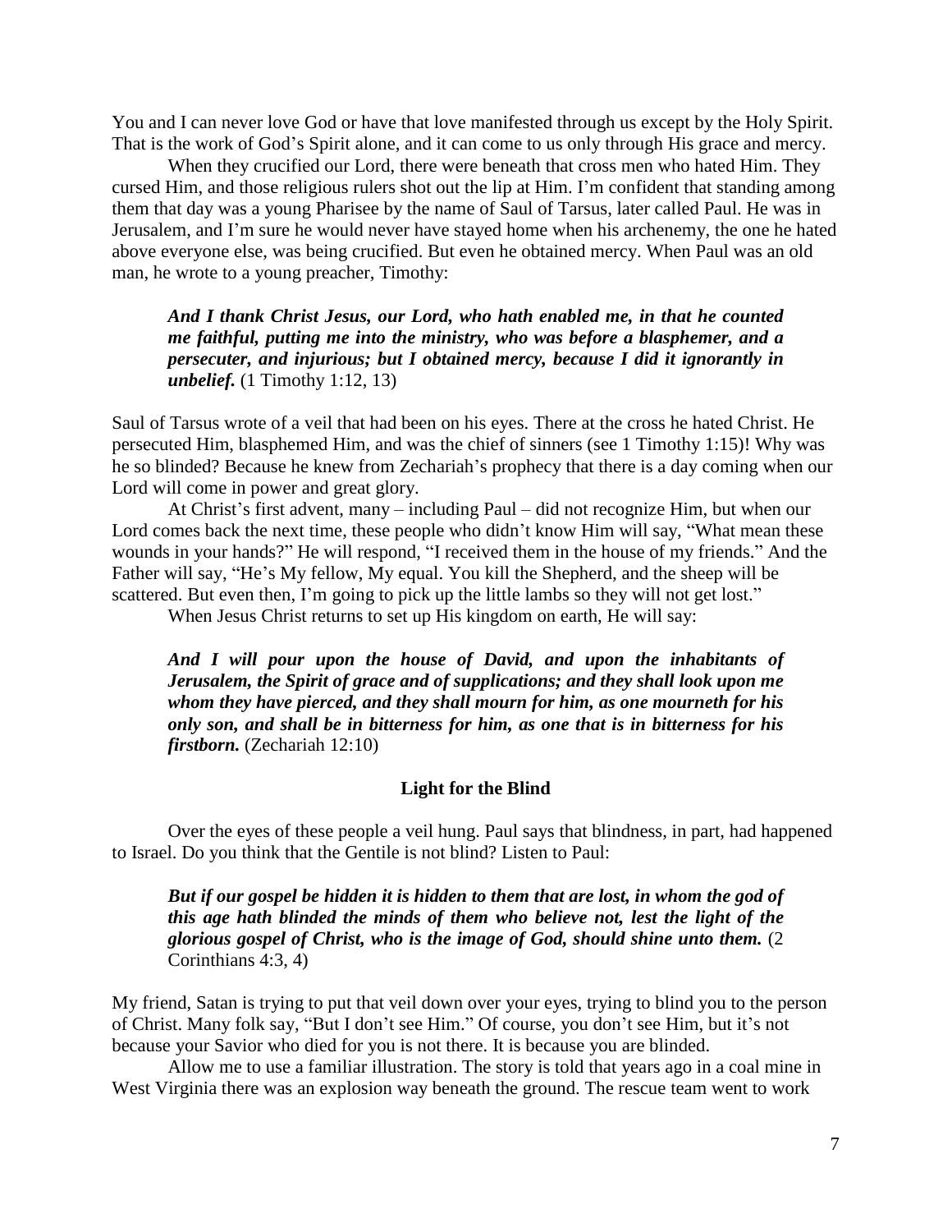You and I can never love God or have that love manifested through us except by the Holy Spirit. That is the work of God's Spirit alone, and it can come to us only through His grace and mercy.

When they crucified our Lord, there were beneath that cross men who hated Him. They cursed Him, and those religious rulers shot out the lip at Him. I'm confident that standing among them that day was a young Pharisee by the name of Saul of Tarsus, later called Paul. He was in Jerusalem, and I'm sure he would never have stayed home when his archenemy, the one he hated above everyone else, was being crucified. But even he obtained mercy. When Paul was an old man, he wrote to a young preacher, Timothy:

> ***And I thank Christ Jesus, our Lord, who hath enabled me, in that he counted me faithful, putting me into the ministry, who was before a blasphemer, and a persecuter, and injurious; but I obtained mercy, because I did it ignorantly in unbelief.*** (1 Timothy 1:12, 13)

Saul of Tarsus wrote of a veil that had been on his eyes. There at the cross he hated Christ. He persecuted Him, blasphemed Him, and was the chief of sinners (see 1 Timothy 1:15)! Why was he so blinded? Because he knew from Zechariah's prophecy that there is a day coming when our Lord will come in power and great glory.

At Christ's first advent, many – including Paul – did not recognize Him, but when our Lord comes back the next time, these people who didn't know Him will say, "What mean these wounds in your hands?" He will respond, "I received them in the house of my friends." And the Father will say, "He's My fellow, My equal. You kill the Shepherd, and the sheep will be scattered. But even then, I'm going to pick up the little lambs so they will not get lost."

When Jesus Christ returns to set up His kingdom on earth, He will say:

> ***And I will pour upon the house of David, and upon the inhabitants of Jerusalem, the Spirit of grace and of supplications; and they shall look upon me whom they have pierced, and they shall mourn for him, as one mourneth for his only son, and shall be in bitterness for him, as one that is in bitterness for his firstborn.*** (Zechariah 12:10)

## Light for the Blind

Over the eyes of these people a veil hung. Paul says that blindness, in part, had happened to Israel. Do you think that the Gentile is not blind? Listen to Paul:

> ***But if our gospel be hidden it is hidden to them that are lost, in whom the god of this age hath blinded the minds of them who believe not, lest the light of the glorious gospel of Christ, who is the image of God, should shine unto them.*** (2 Corinthians 4:3, 4)

My friend, Satan is trying to put that veil down over your eyes, trying to blind you to the person of Christ. Many folk say, "But I don't see Him." Of course, you don't see Him, but it's not because your Savior who died for you is not there. It is because you are blinded.

Allow me to use a familiar illustration. The story is told that years ago in a coal mine in West Virginia there was an explosion way beneath the ground. The rescue team went to work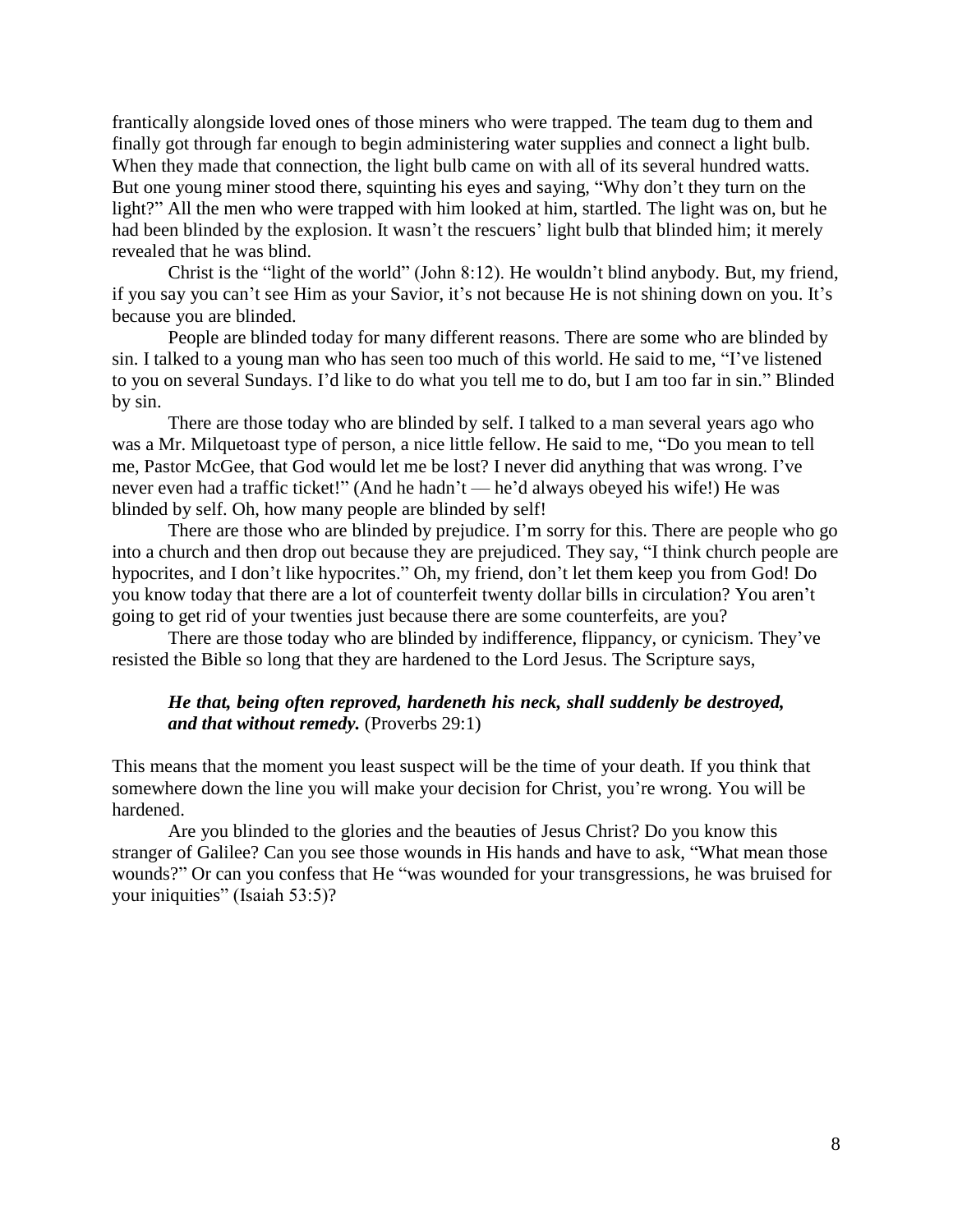frantically alongside loved ones of those miners who were trapped. The team dug to them and finally got through far enough to begin administering water supplies and connect a light bulb. When they made that connection, the light bulb came on with all of its several hundred watts. But one young miner stood there, squinting his eyes and saying, "Why don't they turn on the light?" All the men who were trapped with him looked at him, startled. The light was on, but he had been blinded by the explosion. It wasn't the rescuers' light bulb that blinded him; it merely revealed that he was blind.

Christ is the "light of the world" (John 8:12). He wouldn't blind anybody. But, my friend, if you say you can't see Him as your Savior, it's not because He is not shining down on you. It's because you are blinded.

People are blinded today for many different reasons. There are some who are blinded by sin. I talked to a young man who has seen too much of this world. He said to me, "I've listened to you on several Sundays. I'd like to do what you tell me to do, but I am too far in sin." Blinded by sin.

There are those today who are blinded by self. I talked to a man several years ago who was a Mr. Milquetoast type of person, a nice little fellow. He said to me, "Do you mean to tell me, Pastor McGee, that God would let me be lost? I never did anything that was wrong. I've never even had a traffic ticket!" (And he hadn't — he'd always obeyed his wife!) He was blinded by self. Oh, how many people are blinded by self!

There are those who are blinded by prejudice. I'm sorry for this. There are people who go into a church and then drop out because they are prejudiced. They say, "I think church people are hypocrites, and I don't like hypocrites." Oh, my friend, don't let them keep you from God! Do you know today that there are a lot of counterfeit twenty dollar bills in circulation? You aren't going to get rid of your twenties just because there are some counterfeits, are you?

There are those today who are blinded by indifference, flippancy, or cynicism. They've resisted the Bible so long that they are hardened to the Lord Jesus. The Scripture says,

> ***He that, being often reproved, hardeneth his neck, shall suddenly be destroyed, and that without remedy.*** (Proverbs 29:1)

This means that the moment you least suspect will be the time of your death. If you think that somewhere down the line you will make your decision for Christ, you're wrong. You will be hardened.

Are you blinded to the glories and the beauties of Jesus Christ? Do you know this stranger of Galilee? Can you see those wounds in His hands and have to ask, "What mean those wounds?" Or can you confess that He "was wounded for your transgressions, he was bruised for your iniquities" (Isaiah 53:5)?